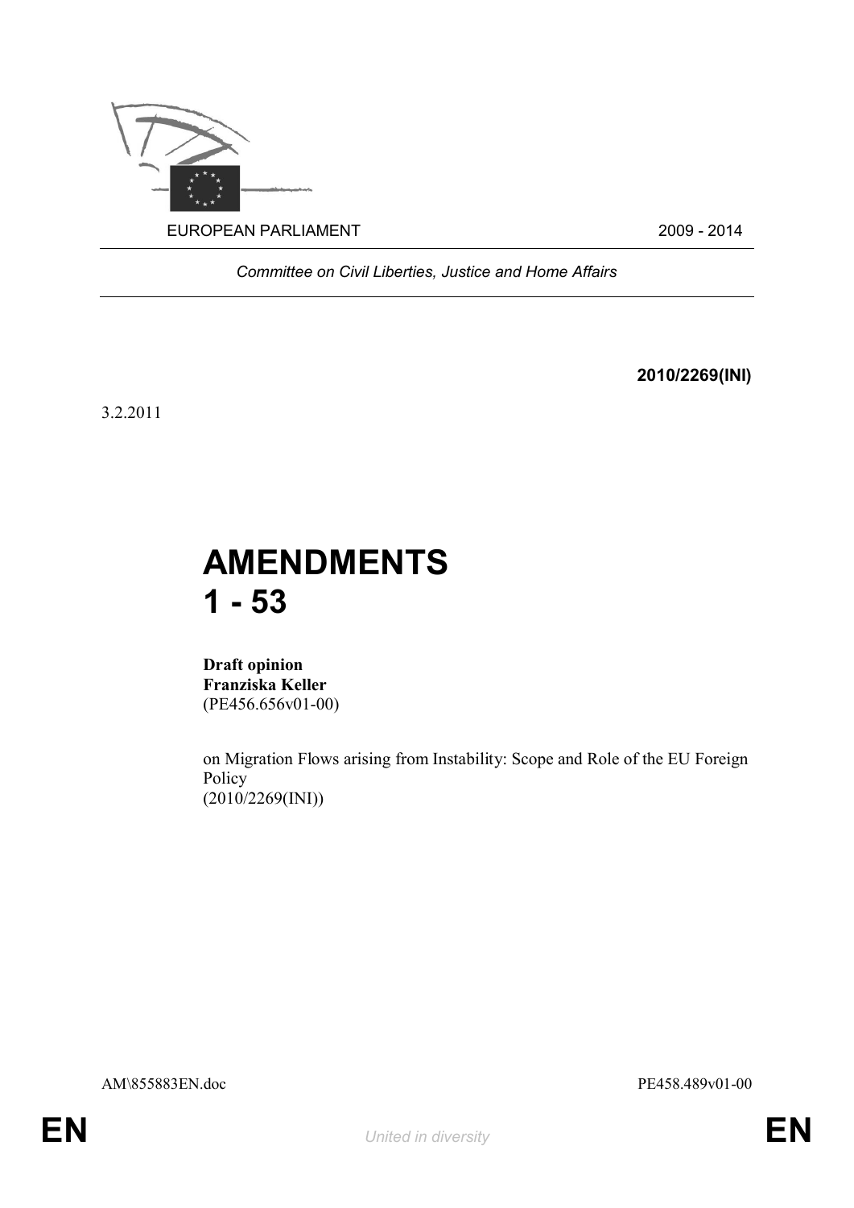EUROPEAN PARLIAMENT 2009 - 2014

*Committee on Civil Liberties, Justice and Home Affairs*

**2010/2269(INI)**

3.2.2011

# AMENDMENTS 1 - 53

**Draft opinion**
**Franziska Keller**
(PE456.656v01-00)

on Migration Flows arising from Instability: Scope and Role of the EU Foreign Policy
(2010/2269(INI))

AM\855883EN.doc PE458.489v01-00

EN *United in diversity* EN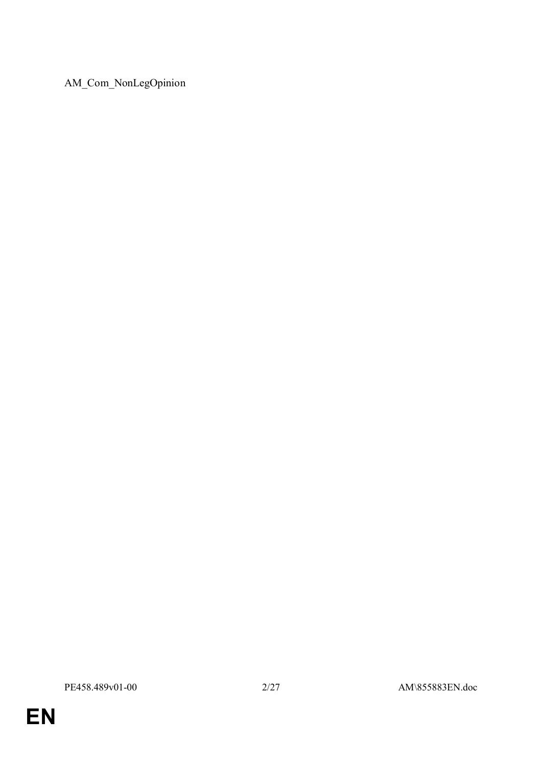AM_Com_NonLegOpinion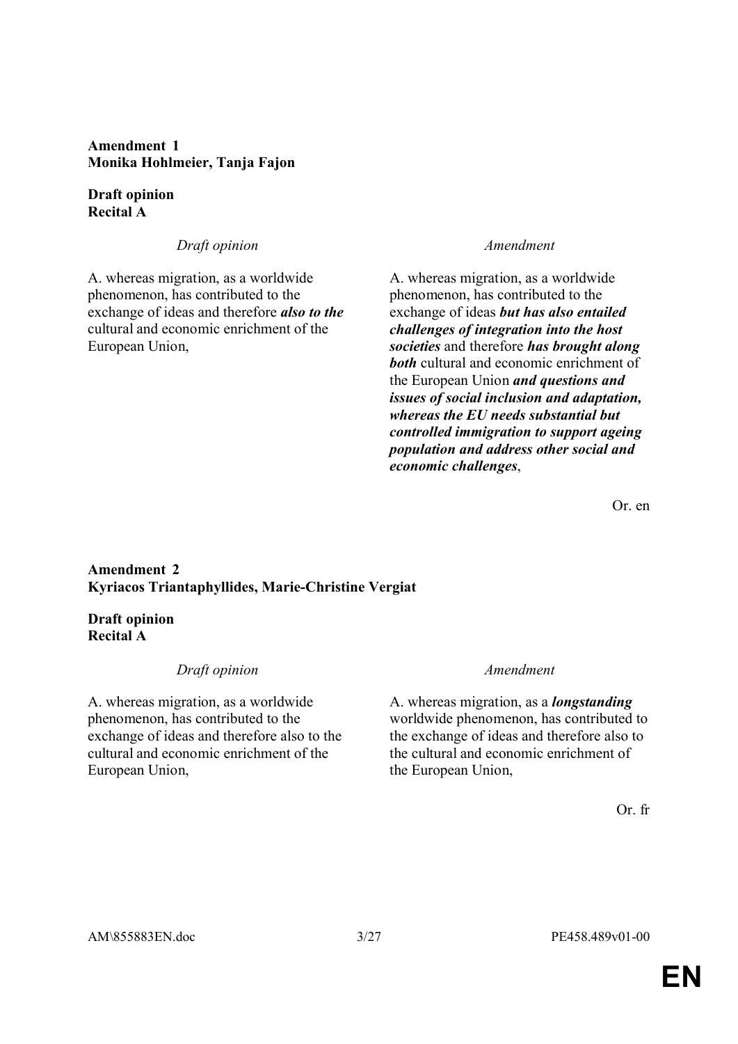**Amendment 1**
**Monika Hohlmeier, Tanja Fajon**

**Draft opinion**
**Recital A**

| *Draft opinion* | *Amendment* |
|---|---|
| A. whereas migration, as a worldwide phenomenon, has contributed to the exchange of ideas and therefore ***also to the*** cultural and economic enrichment of the European Union, | A. whereas migration, as a worldwide phenomenon, has contributed to the exchange of ideas ***but has also entailed challenges of integration into the host societies*** and therefore ***has brought along both*** cultural and economic enrichment of the European Union ***and questions and issues of social inclusion and adaptation, whereas the EU needs substantial but controlled immigration to support ageing population and address other social and economic challenges***, |

Or. en

**Amendment 2**
**Kyriacos Triantaphyllides, Marie-Christine Vergiat**

**Draft opinion**
**Recital A**

| *Draft opinion* | *Amendment* |
|---|---|
| A. whereas migration, as a worldwide phenomenon, has contributed to the exchange of ideas and therefore also to the cultural and economic enrichment of the European Union, | A. whereas migration, as a ***longstanding*** worldwide phenomenon, has contributed to the exchange of ideas and therefore also to the cultural and economic enrichment of the European Union, |

Or. fr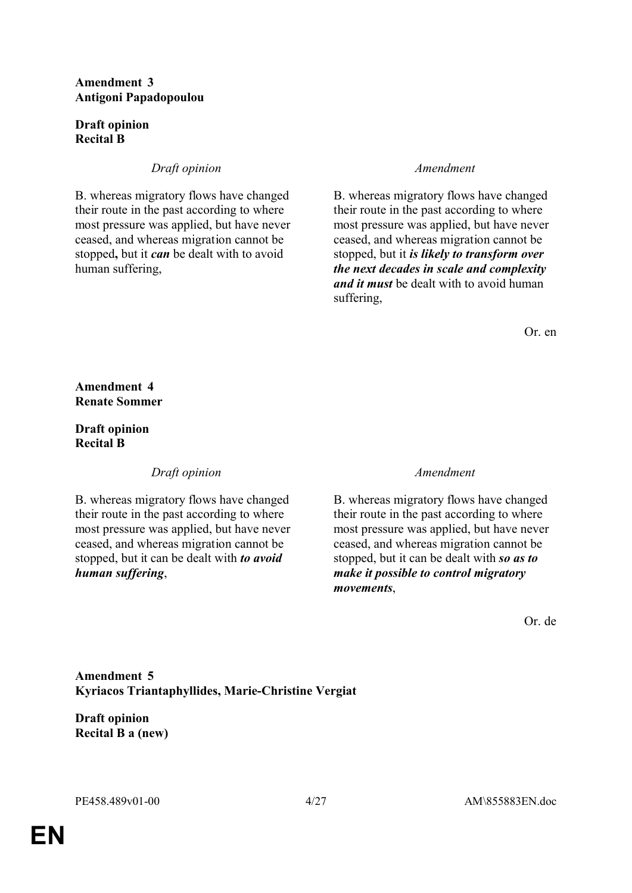**Amendment 3**
**Antigoni Papadopoulou**

**Draft opinion**
**Recital B**

| *Draft opinion* | *Amendment* |
| --- | --- |
| B. whereas migratory flows have changed their route in the past according to where most pressure was applied, but have never ceased, and whereas migration cannot be stopped**,** but it ***can*** be dealt with to avoid human suffering, | B. whereas migratory flows have changed their route in the past according to where most pressure was applied, but have never ceased, and whereas migration cannot be stopped, but it ***is likely to transform over the next decades in scale and complexity and it must*** be dealt with to avoid human suffering, |

Or. en

**Amendment 4**
**Renate Sommer**

**Draft opinion**
**Recital B**

| *Draft opinion* | *Amendment* |
| --- | --- |
| B. whereas migratory flows have changed their route in the past according to where most pressure was applied, but have never ceased, and whereas migration cannot be stopped, but it can be dealt with ***to avoid human suffering***, | B. whereas migratory flows have changed their route in the past according to where most pressure was applied, but have never ceased, and whereas migration cannot be stopped, but it can be dealt with ***so as to make it possible to control migratory movements***, |

Or. de

**Amendment 5**
**Kyriacos Triantaphyllides, Marie-Christine Vergiat**

**Draft opinion**
**Recital B a (new)**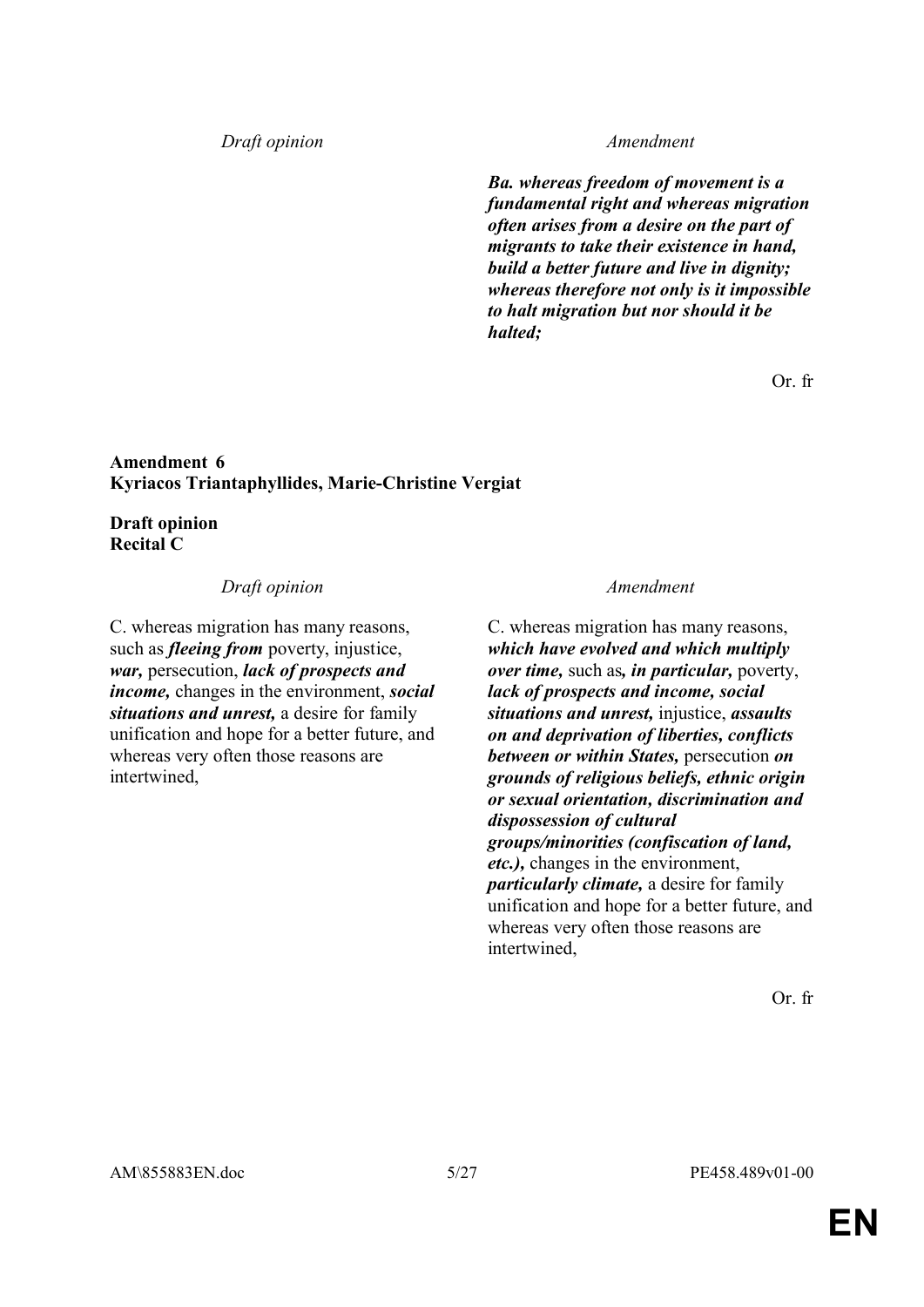| *Draft opinion* | *Amendment* |
|---|---|
| | ***Ba. whereas freedom of movement is a fundamental right and whereas migration often arises from a desire on the part of migrants to take their existence in hand, build a better future and live in dignity; whereas therefore not only is it impossible to halt migration but nor should it be halted;*** |

Or. fr

**Amendment 6**
**Kyriacos Triantaphyllides, Marie-Christine Vergiat**

**Draft opinion**
**Recital C**

| *Draft opinion* | *Amendment* |
|---|---|
| C. whereas migration has many reasons, such as ***fleeing from*** poverty, injustice, ***war,*** persecution, ***lack of prospects and income,*** changes in the environment, ***social situations and unrest,*** a desire for family unification and hope for a better future, and whereas very often those reasons are intertwined, | C. whereas migration has many reasons, ***which have evolved and which multiply over time,*** such as***, in particular,*** poverty, ***lack of prospects and income, social situations and unrest,*** injustice, ***assaults on and deprivation of liberties, conflicts between or within States,*** persecution ***on grounds of religious beliefs, ethnic origin or sexual orientation, discrimination and dispossession of cultural groups/minorities (confiscation of land, etc.),*** changes in the environment, ***particularly climate,*** a desire for family unification and hope for a better future, and whereas very often those reasons are intertwined, |

Or. fr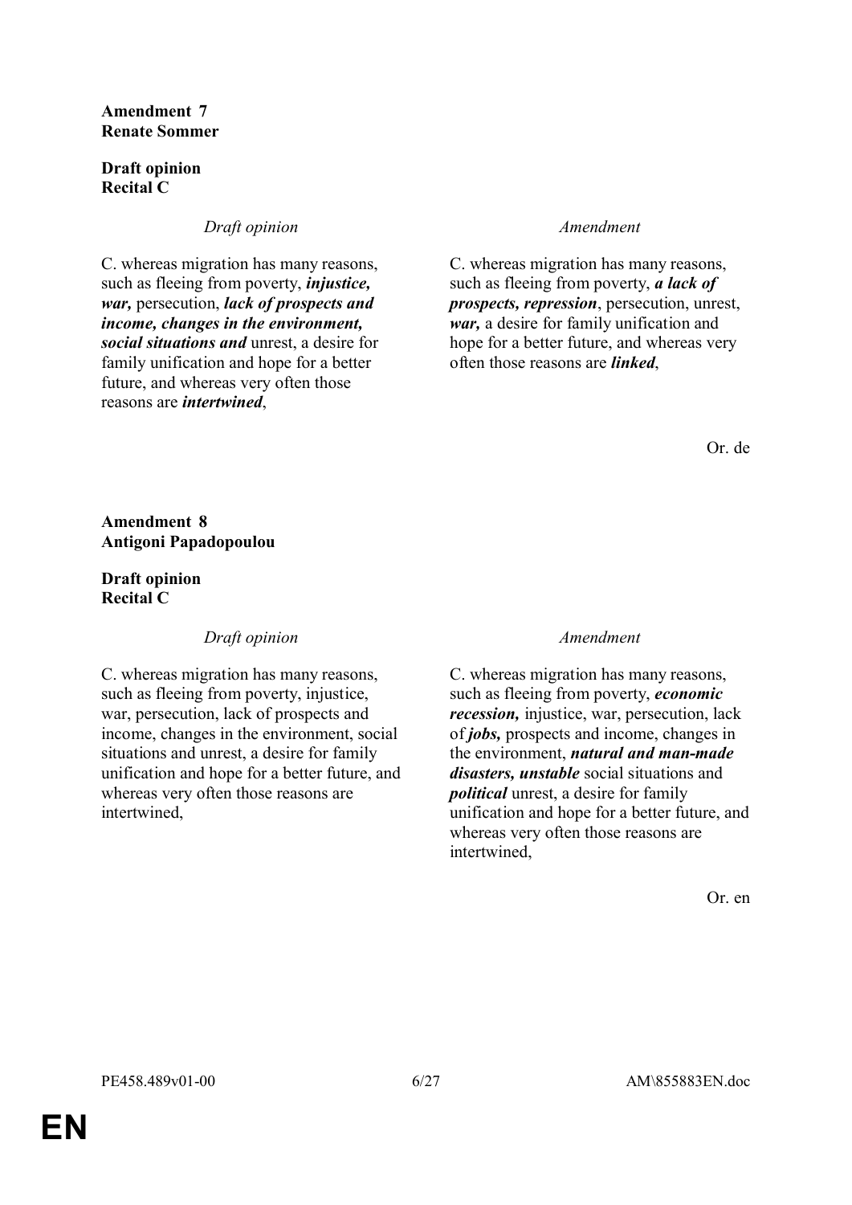**Amendment 7**
**Renate Sommer**

**Draft opinion**
**Recital C**

| *Draft opinion* | *Amendment* |
|---|---|
| C. whereas migration has many reasons, such as fleeing from poverty, ***injustice, war,*** persecution, ***lack of prospects and income, changes in the environment, social situations and*** unrest, a desire for family unification and hope for a better future, and whereas very often those reasons are ***intertwined***, | C. whereas migration has many reasons, such as fleeing from poverty, ***a lack of prospects, repression***, persecution, unrest, ***war,*** a desire for family unification and hope for a better future, and whereas very often those reasons are ***linked***, |

Or. de

**Amendment 8**
**Antigoni Papadopoulou**

**Draft opinion**
**Recital C**

| *Draft opinion* | *Amendment* |
|---|---|
| C. whereas migration has many reasons, such as fleeing from poverty, injustice, war, persecution, lack of prospects and income, changes in the environment, social situations and unrest, a desire for family unification and hope for a better future, and whereas very often those reasons are intertwined, | C. whereas migration has many reasons, such as fleeing from poverty, ***economic recession,*** injustice, war, persecution, lack of ***jobs,*** prospects and income, changes in the environment, ***natural and man-made disasters, unstable*** social situations and ***political*** unrest, a desire for family unification and hope for a better future, and whereas very often those reasons are intertwined, |

Or. en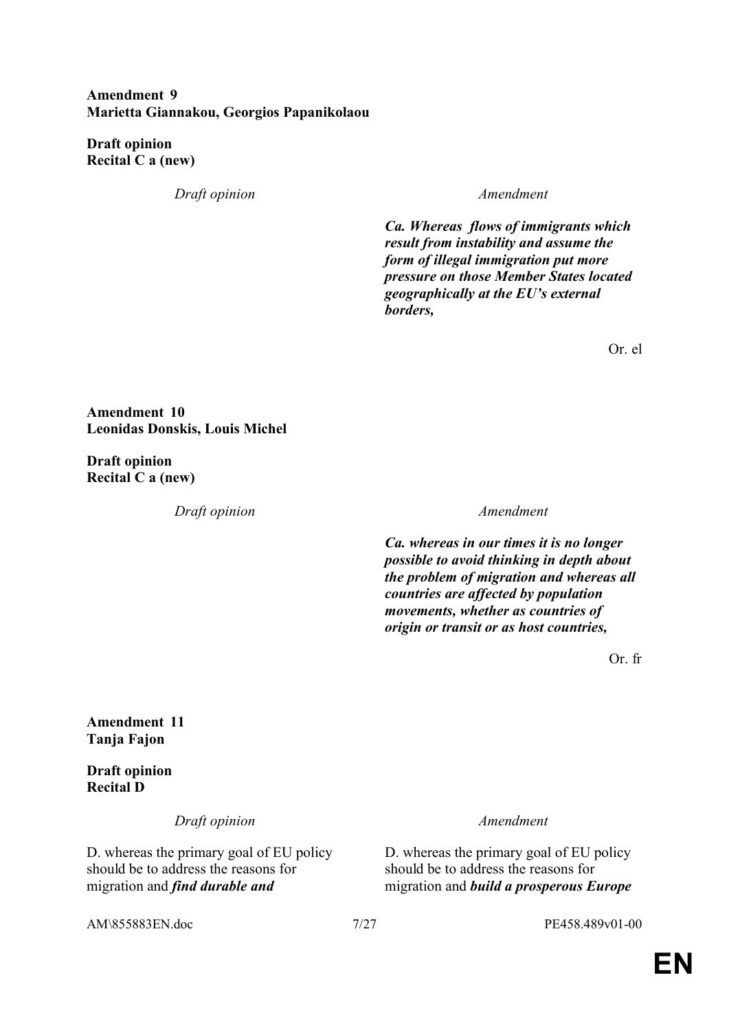**Amendment 9**
**Marietta Giannakou, Georgios Papanikolaou**

**Draft opinion**
**Recital C a (new)**

| Draft opinion | Amendment |
| --- | --- |
| | ***Ca. Whereas flows of immigrants which result from instability and assume the form of illegal immigration put more pressure on those Member States located geographically at the EU's external borders,*** |

Or. el

**Amendment 10**
**Leonidas Donskis, Louis Michel**

**Draft opinion**
**Recital C a (new)**

| Draft opinion | Amendment |
| --- | --- |
| | ***Ca. whereas in our times it is no longer possible to avoid thinking in depth about the problem of migration and whereas all countries are affected by population movements, whether as countries of origin or transit or as host countries,*** |

Or. fr

**Amendment 11**
**Tanja Fajon**

**Draft opinion**
**Recital D**

| Draft opinion | Amendment |
| --- | --- |
| D. whereas the primary goal of EU policy should be to address the reasons for migration and ***find durable and*** | D. whereas the primary goal of EU policy should be to address the reasons for migration and ***build a prosperous Europe*** |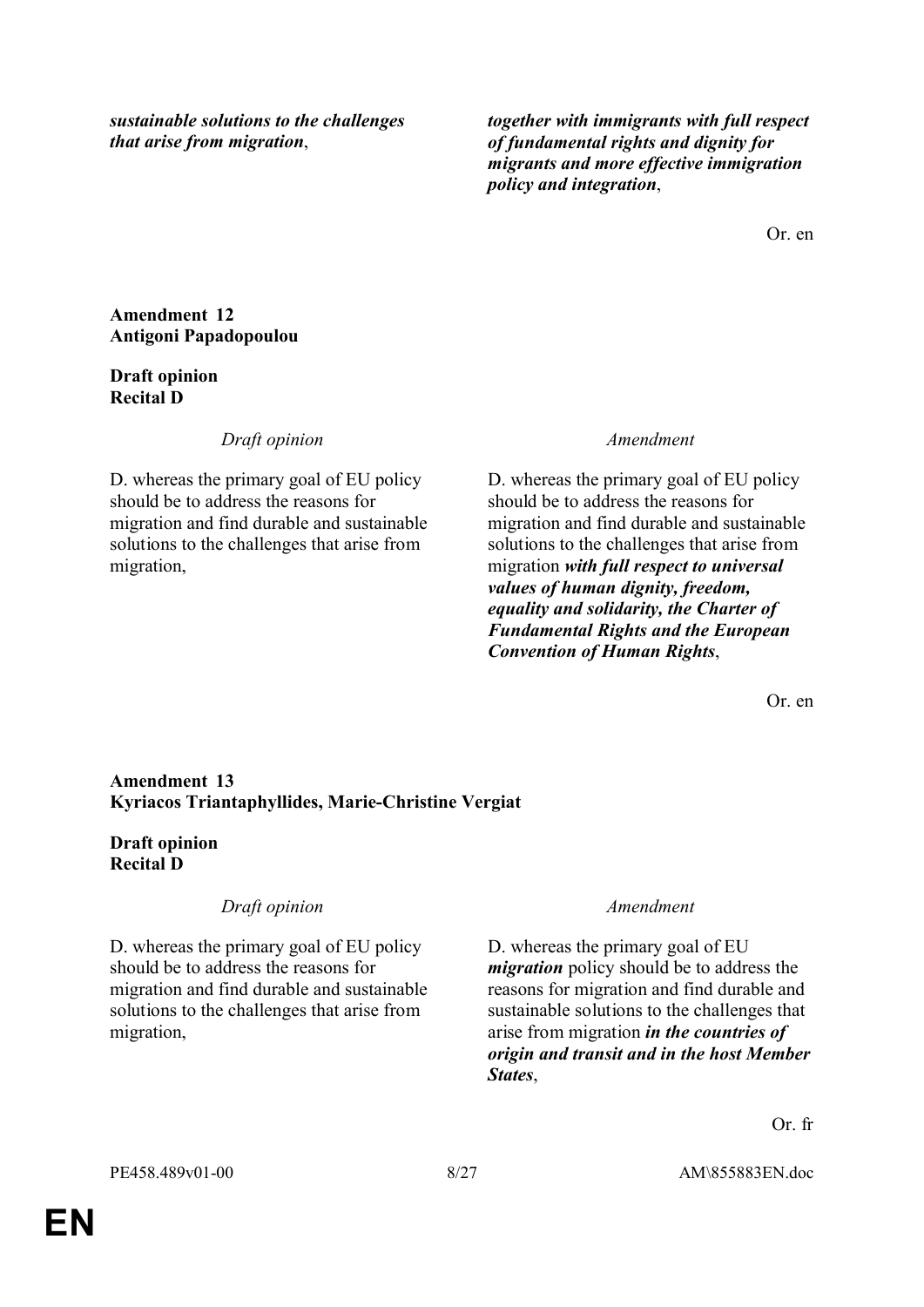| | |
|---|---|
| ***sustainable solutions to the challenges that arise from migration***, | ***together with immigrants with full respect of fundamental rights and dignity for migrants and more effective immigration policy and integration***, |

Or. en

**Amendment 12**
**Antigoni Papadopoulou**

**Draft opinion**
**Recital D**

| *Draft opinion* | *Amendment* |
|---|---|
| D. whereas the primary goal of EU policy should be to address the reasons for migration and find durable and sustainable solutions to the challenges that arise from migration, | D. whereas the primary goal of EU policy should be to address the reasons for migration and find durable and sustainable solutions to the challenges that arise from migration ***with full respect to universal values of human dignity, freedom, equality and solidarity, the Charter of Fundamental Rights and the European Convention of Human Rights***, |

Or. en

**Amendment 13**
**Kyriacos Triantaphyllides, Marie-Christine Vergiat**

**Draft opinion**
**Recital D**

| *Draft opinion* | *Amendment* |
|---|---|
| D. whereas the primary goal of EU policy should be to address the reasons for migration and find durable and sustainable solutions to the challenges that arise from migration, | D. whereas the primary goal of EU ***migration*** policy should be to address the reasons for migration and find durable and sustainable solutions to the challenges that arise from migration ***in the countries of origin and transit and in the host Member States***, |

Or. fr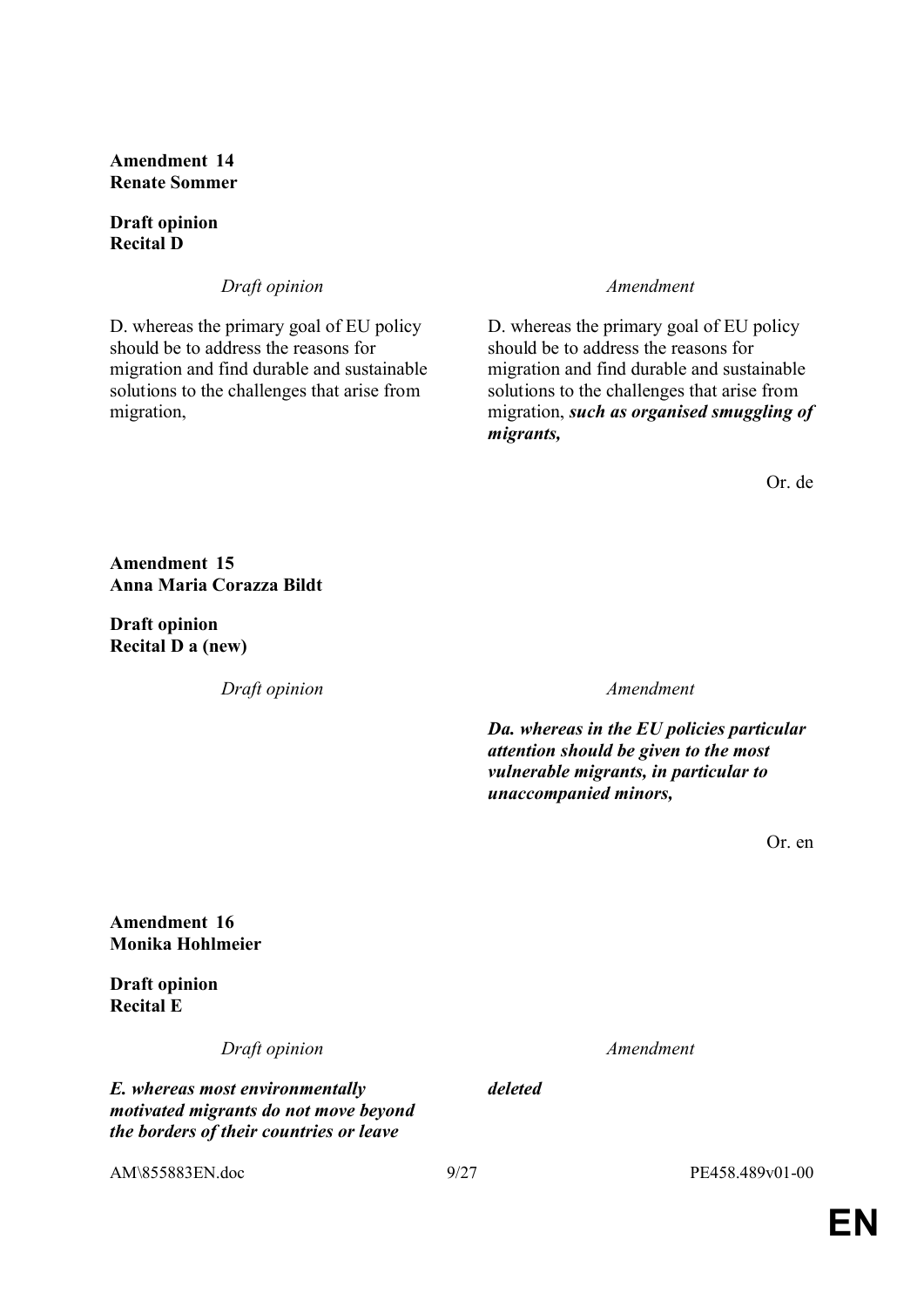**Amendment 14**
**Renate Sommer**

**Draft opinion**
**Recital D**

| *Draft opinion* | *Amendment* |
|---|---|
| D. whereas the primary goal of EU policy should be to address the reasons for migration and find durable and sustainable solutions to the challenges that arise from migration, | D. whereas the primary goal of EU policy should be to address the reasons for migration and find durable and sustainable solutions to the challenges that arise from migration, ***such as organised smuggling of migrants,*** |

Or. de

**Amendment 15**
**Anna Maria Corazza Bildt**

**Draft opinion**
**Recital D a (new)**

| *Draft opinion* | *Amendment* |
|---|---|
| | ***Da. whereas in the EU policies particular attention should be given to the most vulnerable migrants, in particular to unaccompanied minors,*** |

Or. en

**Amendment 16**
**Monika Hohlmeier**

**Draft opinion**
**Recital E**

| *Draft opinion* | *Amendment* |
|---|---|
| ***E. whereas most environmentally motivated migrants do not move beyond the borders of their countries or leave*** | ***deleted*** |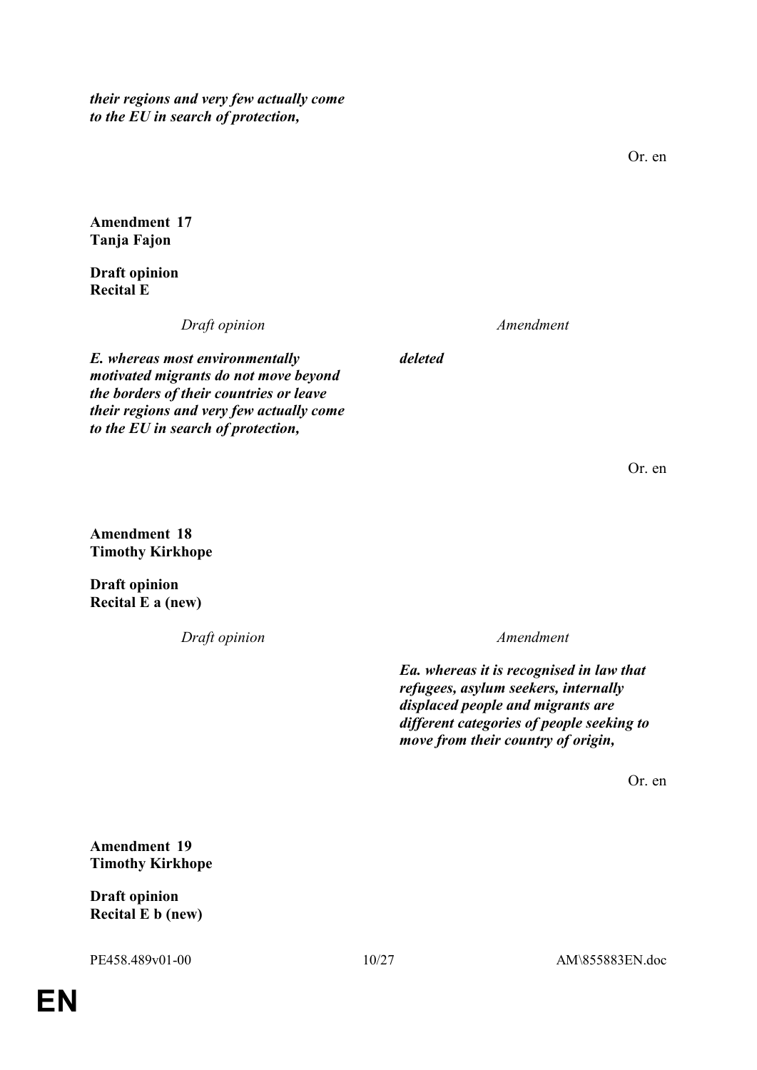*their regions and very few actually come to the EU in search of protection,*

Or. en

**Amendment 17**
**Tanja Fajon**

**Draft opinion**
**Recital E**

| *Draft opinion* | *Amendment* |
|---|---|
| ***E. whereas most environmentally motivated migrants do not move beyond the borders of their countries or leave their regions and very few actually come to the EU in search of protection,*** | ***deleted*** |

Or. en

**Amendment 18**
**Timothy Kirkhope**

**Draft opinion**
**Recital E a (new)**

| *Draft opinion* | *Amendment* |
|---|---|
| | ***Ea. whereas it is recognised in law that refugees, asylum seekers, internally displaced people and migrants are different categories of people seeking to move from their country of origin,*** |

Or. en

**Amendment 19**
**Timothy Kirkhope**

**Draft opinion**
**Recital E b (new)**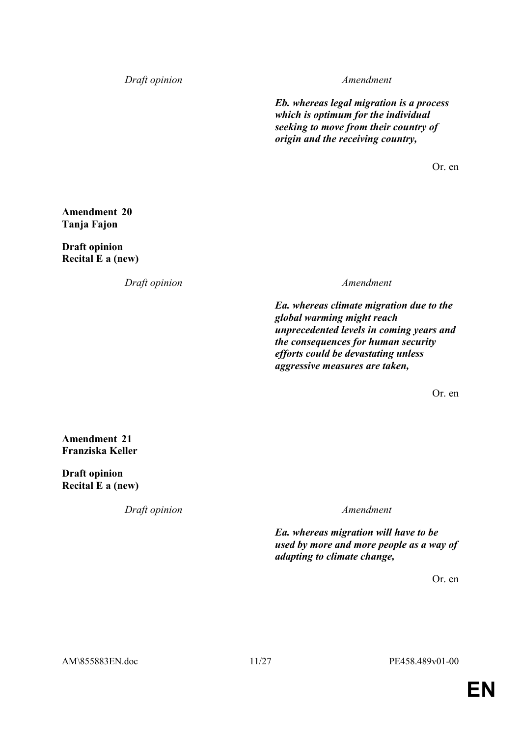| *Draft opinion* | *Amendment* |
|---|---|
| | ***Eb. whereas legal migration is a process which is optimum for the individual seeking to move from their country of origin and the receiving country,*** |

Or. en

**Amendment 20**
**Tanja Fajon**

**Draft opinion**
**Recital E a (new)**

| *Draft opinion* | *Amendment* |
|---|---|
| | ***Ea. whereas climate migration due to the global warming might reach unprecedented levels in coming years and the consequences for human security efforts could be devastating unless aggressive measures are taken,*** |

Or. en

**Amendment 21**
**Franziska Keller**

**Draft opinion**
**Recital E a (new)**

| *Draft opinion* | *Amendment* |
|---|---|
| | ***Ea. whereas migration will have to be used by more and more people as a way of adapting to climate change,*** |

Or. en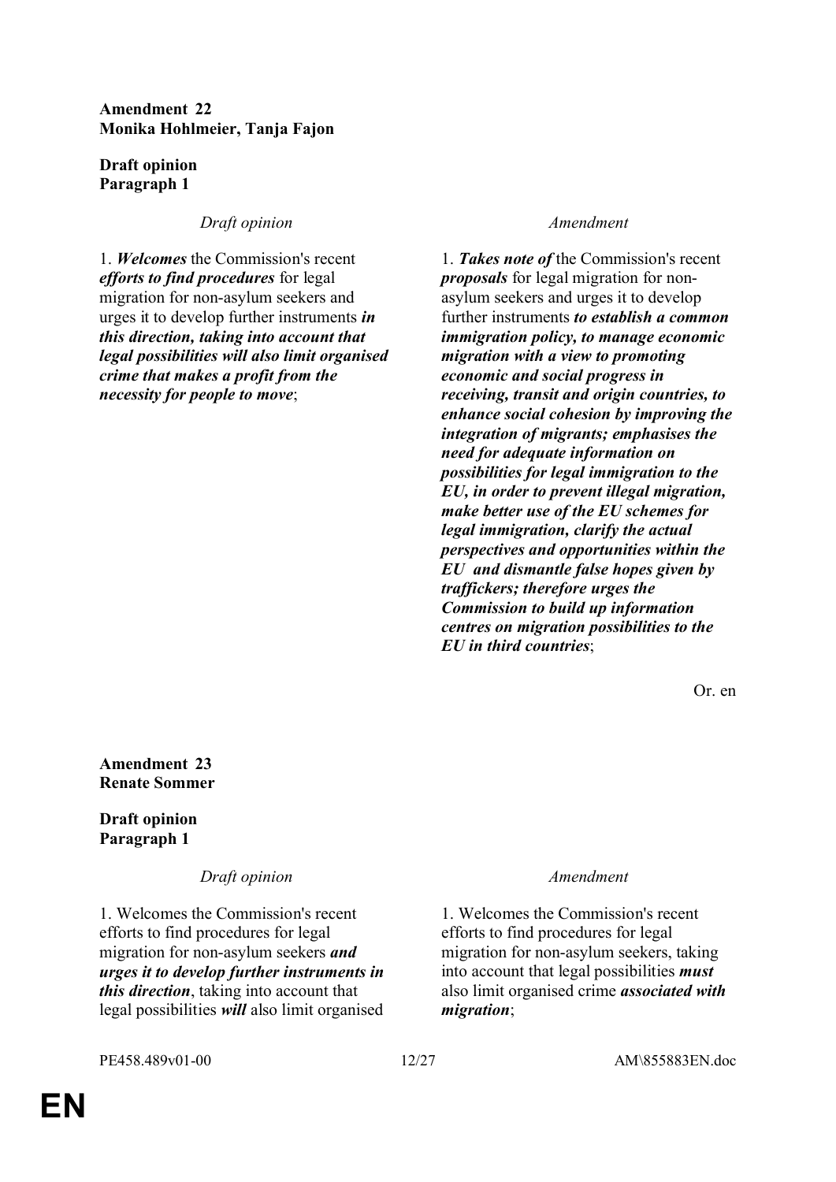**Amendment 22**
**Monika Hohlmeier, Tanja Fajon**

**Draft opinion**
**Paragraph 1**

| *Draft opinion* | *Amendment* |
|---|---|
| 1. ***Welcomes*** the Commission's recent ***efforts to find procedures*** for legal migration for non-asylum seekers and urges it to develop further instruments ***in this direction, taking into account that legal possibilities will also limit organised crime that makes a profit from the necessity for people to move***; | 1. ***Takes note of*** the Commission's recent ***proposals*** for legal migration for non-asylum seekers and urges it to develop further instruments ***to establish a common immigration policy, to manage economic migration with a view to promoting economic and social progress in receiving, transit and origin countries, to enhance social cohesion by improving the integration of migrants; emphasises the need for adequate information on possibilities for legal immigration to the EU, in order to prevent illegal migration, make better use of the EU schemes for legal immigration, clarify the actual perspectives and opportunities within the EU and dismantle false hopes given by traffickers; therefore urges the Commission to build up information centres on migration possibilities to the EU in third countries***; |

Or. en

**Amendment 23**
**Renate Sommer**

**Draft opinion**
**Paragraph 1**

| *Draft opinion* | *Amendment* |
|---|---|
| 1. Welcomes the Commission's recent efforts to find procedures for legal migration for non-asylum seekers ***and urges it to develop further instruments in this direction***, taking into account that legal possibilities ***will*** also limit organised | 1. Welcomes the Commission's recent efforts to find procedures for legal migration for non-asylum seekers, taking into account that legal possibilities ***must*** also limit organised crime ***associated with migration***; |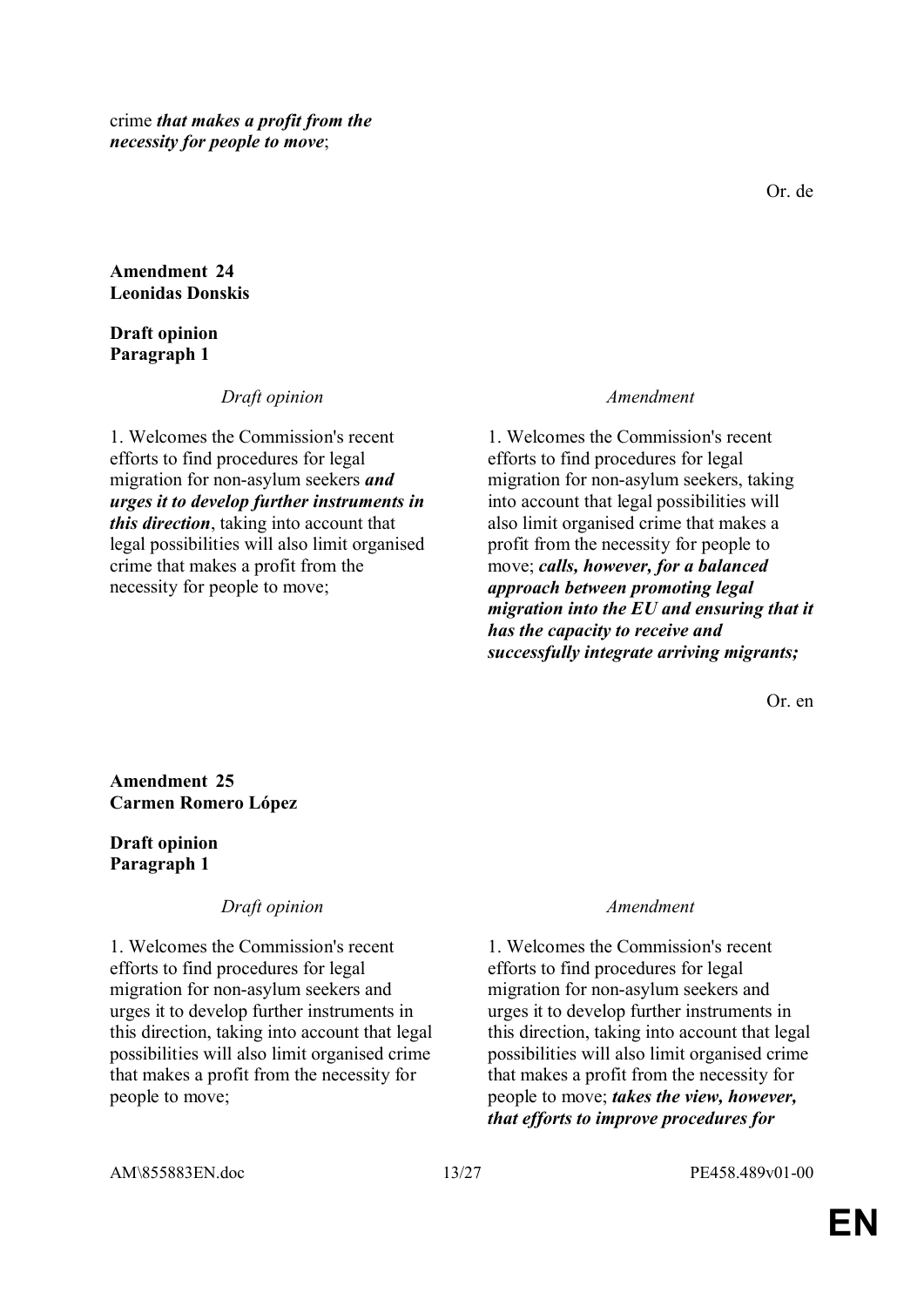crime ***that makes a profit from the necessity for people to move***;

Or. de

**Amendment 24**
**Leonidas Donskis**

**Draft opinion**
**Paragraph 1**

| *Draft opinion* | *Amendment* |
|---|---|
| 1. Welcomes the Commission's recent efforts to find procedures for legal migration for non-asylum seekers ***and urges it to develop further instruments in this direction***, taking into account that legal possibilities will also limit organised crime that makes a profit from the necessity for people to move; | 1. Welcomes the Commission's recent efforts to find procedures for legal migration for non-asylum seekers, taking into account that legal possibilities will also limit organised crime that makes a profit from the necessity for people to move; ***calls, however, for a balanced approach between promoting legal migration into the EU and ensuring that it has the capacity to receive and successfully integrate arriving migrants;*** |

Or. en

**Amendment 25**
**Carmen Romero López**

**Draft opinion**
**Paragraph 1**

| *Draft opinion* | *Amendment* |
|---|---|
| 1. Welcomes the Commission's recent efforts to find procedures for legal migration for non-asylum seekers and urges it to develop further instruments in this direction, taking into account that legal possibilities will also limit organised crime that makes a profit from the necessity for people to move; | 1. Welcomes the Commission's recent efforts to find procedures for legal migration for non-asylum seekers and urges it to develop further instruments in this direction, taking into account that legal possibilities will also limit organised crime that makes a profit from the necessity for people to move; ***takes the view, however, that efforts to improve procedures for*** |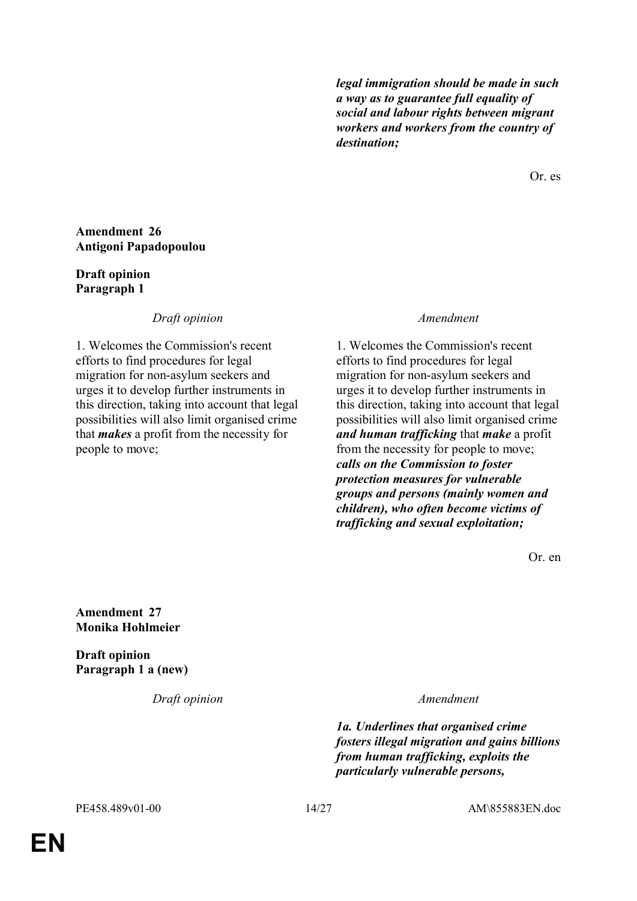| | |
|---|---|
| | ***legal immigration should be made in such a way as to guarantee full equality of social and labour rights between migrant workers and workers from the country of destination;*** |

Or. es

**Amendment 26**
**Antigoni Papadopoulou**

**Draft opinion**
**Paragraph 1**

| *Draft opinion* | *Amendment* |
|---|---|
| 1. Welcomes the Commission's recent efforts to find procedures for legal migration for non-asylum seekers and urges it to develop further instruments in this direction, taking into account that legal possibilities will also limit organised crime that ***makes*** a profit from the necessity for people to move; | 1. Welcomes the Commission's recent efforts to find procedures for legal migration for non-asylum seekers and urges it to develop further instruments in this direction, taking into account that legal possibilities will also limit organised crime ***and human trafficking*** that ***make*** a profit from the necessity for people to move; ***calls on the Commission to foster protection measures for vulnerable groups and persons (mainly women and children), who often become victims of trafficking and sexual exploitation;*** |

Or. en

**Amendment 27**
**Monika Hohlmeier**

**Draft opinion**
**Paragraph 1 a (new)**

| *Draft opinion* | *Amendment* |
|---|---|
| | ***1a. Underlines that organised crime fosters illegal migration and gains billions from human trafficking, exploits the particularly vulnerable persons,*** |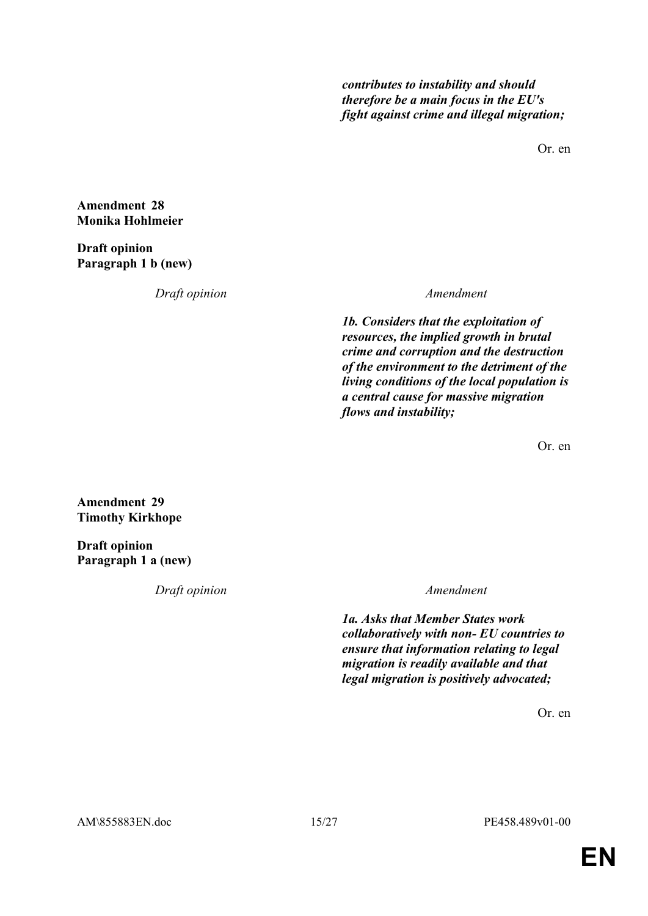| | |
|---|---|
| | ***contributes to instability and should therefore be a main focus in the EU's fight against crime and illegal migration;*** |

Or. en

**Amendment 28**
**Monika Hohlmeier**

**Draft opinion**
**Paragraph 1 b (new)**

| *Draft opinion* | *Amendment* |
|---|---|
| | ***1b. Considers that the exploitation of resources, the implied growth in brutal crime and corruption and the destruction of the environment to the detriment of the living conditions of the local population is a central cause for massive migration flows and instability;*** |

Or. en

**Amendment 29**
**Timothy Kirkhope**

**Draft opinion**
**Paragraph 1 a (new)**

| *Draft opinion* | *Amendment* |
|---|---|
| | ***1a. Asks that Member States work collaboratively with non- EU countries to ensure that information relating to legal migration is readily available and that legal migration is positively advocated;*** |

Or. en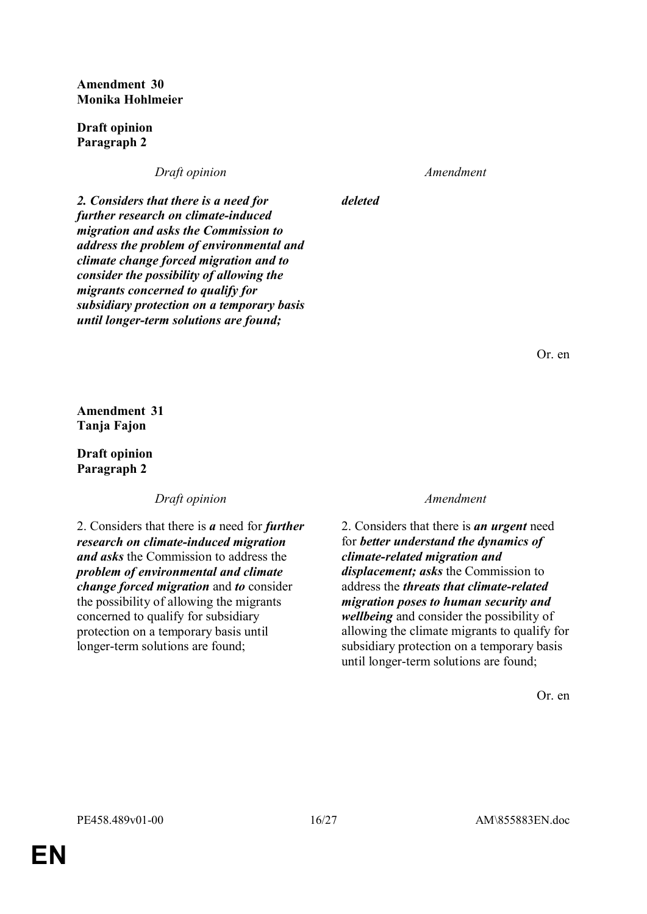**Amendment 30**
**Monika Hohlmeier**

**Draft opinion**
**Paragraph 2**

| *Draft opinion* | *Amendment* |
|---|---|
| ***2. Considers that there is a need for further research on climate-induced migration and asks the Commission to address the problem of environmental and climate change forced migration and to consider the possibility of allowing the migrants concerned to qualify for subsidiary protection on a temporary basis until longer-term solutions are found;*** | ***deleted*** |

Or. en

**Amendment 31**
**Tanja Fajon**

**Draft opinion**
**Paragraph 2**

| *Draft opinion* | *Amendment* |
|---|---|
| 2. Considers that there is ***a*** need for ***further research on climate-induced migration and asks*** the Commission to address the ***problem of environmental and climate change forced migration*** and ***to*** consider the possibility of allowing the migrants concerned to qualify for subsidiary protection on a temporary basis until longer-term solutions are found; | 2. Considers that there is ***an urgent*** need for ***better understand the dynamics of climate-related migration and displacement; asks*** the Commission to address the ***threats that climate-related migration poses to human security and wellbeing*** and consider the possibility of allowing the climate migrants to qualify for subsidiary protection on a temporary basis until longer-term solutions are found; |

Or. en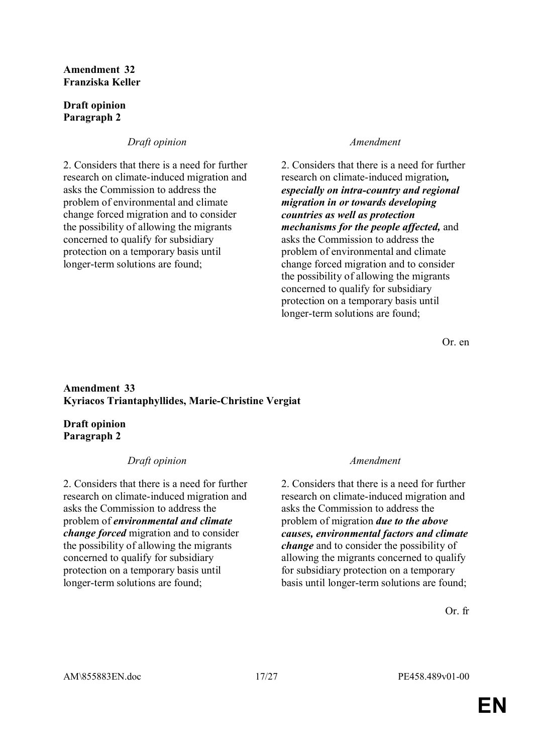**Amendment 32**
**Franziska Keller**

**Draft opinion**
**Paragraph 2**

| *Draft opinion* | *Amendment* |
| --- | --- |
| 2. Considers that there is a need for further research on climate-induced migration and asks the Commission to address the problem of environmental and climate change forced migration and to consider the possibility of allowing the migrants concerned to qualify for subsidiary protection on a temporary basis until longer-term solutions are found; | 2. Considers that there is a need for further research on climate-induced migration***, especially on intra-country and regional migration in or towards developing countries as well as protection mechanisms for the people affected,*** and asks the Commission to address the problem of environmental and climate change forced migration and to consider the possibility of allowing the migrants concerned to qualify for subsidiary protection on a temporary basis until longer-term solutions are found; |

Or. en

**Amendment 33**
**Kyriacos Triantaphyllides, Marie-Christine Vergiat**

**Draft opinion**
**Paragraph 2**

| *Draft opinion* | *Amendment* |
| --- | --- |
| 2. Considers that there is a need for further research on climate-induced migration and asks the Commission to address the problem of ***environmental and climate change forced*** migration and to consider the possibility of allowing the migrants concerned to qualify for subsidiary protection on a temporary basis until longer-term solutions are found; | 2. Considers that there is a need for further research on climate-induced migration and asks the Commission to address the problem of migration ***due to the above causes, environmental factors and climate change*** and to consider the possibility of allowing the migrants concerned to qualify for subsidiary protection on a temporary basis until longer-term solutions are found; |

Or. fr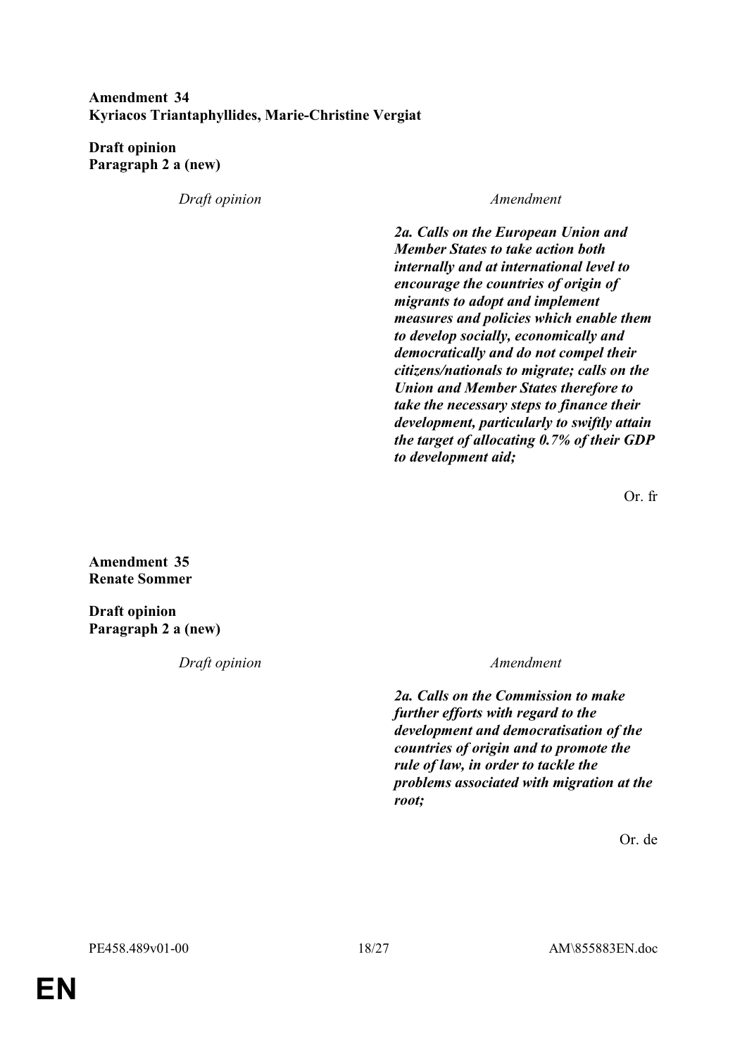**Amendment 34**
**Kyriacos Triantaphyllides, Marie-Christine Vergiat**

**Draft opinion**
**Paragraph 2 a (new)**

| *Draft opinion* | *Amendment* |
|---|---|
| | ***2a. Calls on the European Union and Member States to take action both internally and at international level to encourage the countries of origin of migrants to adopt and implement measures and policies which enable them to develop socially, economically and democratically and do not compel their citizens/nationals to migrate; calls on the Union and Member States therefore to take the necessary steps to finance their development, particularly to swiftly attain the target of allocating 0.7% of their GDP to development aid;*** |

Or. fr

**Amendment 35**
**Renate Sommer**

**Draft opinion**
**Paragraph 2 a (new)**

| *Draft opinion* | *Amendment* |
|---|---|
| | ***2a. Calls on the Commission to make further efforts with regard to the development and democratisation of the countries of origin and to promote the rule of law, in order to tackle the problems associated with migration at the root;*** |

Or. de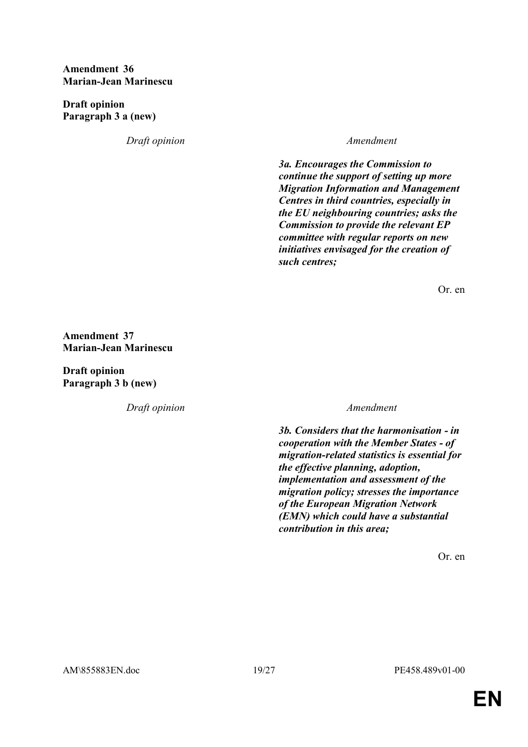**Amendment 36**
**Marian-Jean Marinescu**

**Draft opinion**
**Paragraph 3 a (new)**

| *Draft opinion* | *Amendment* |
| --- | --- |
| | ***3a. Encourages the Commission to continue the support of setting up more Migration Information and Management Centres in third countries, especially in the EU neighbouring countries; asks the Commission to provide the relevant EP committee with regular reports on new initiatives envisaged for the creation of such centres;*** |

Or. en

**Amendment 37**
**Marian-Jean Marinescu**

**Draft opinion**
**Paragraph 3 b (new)**

| *Draft opinion* | *Amendment* |
| --- | --- |
| | ***3b. Considers that the harmonisation - in cooperation with the Member States - of migration-related statistics is essential for the effective planning, adoption, implementation and assessment of the migration policy; stresses the importance of the European Migration Network (EMN) which could have a substantial contribution in this area;*** |

Or. en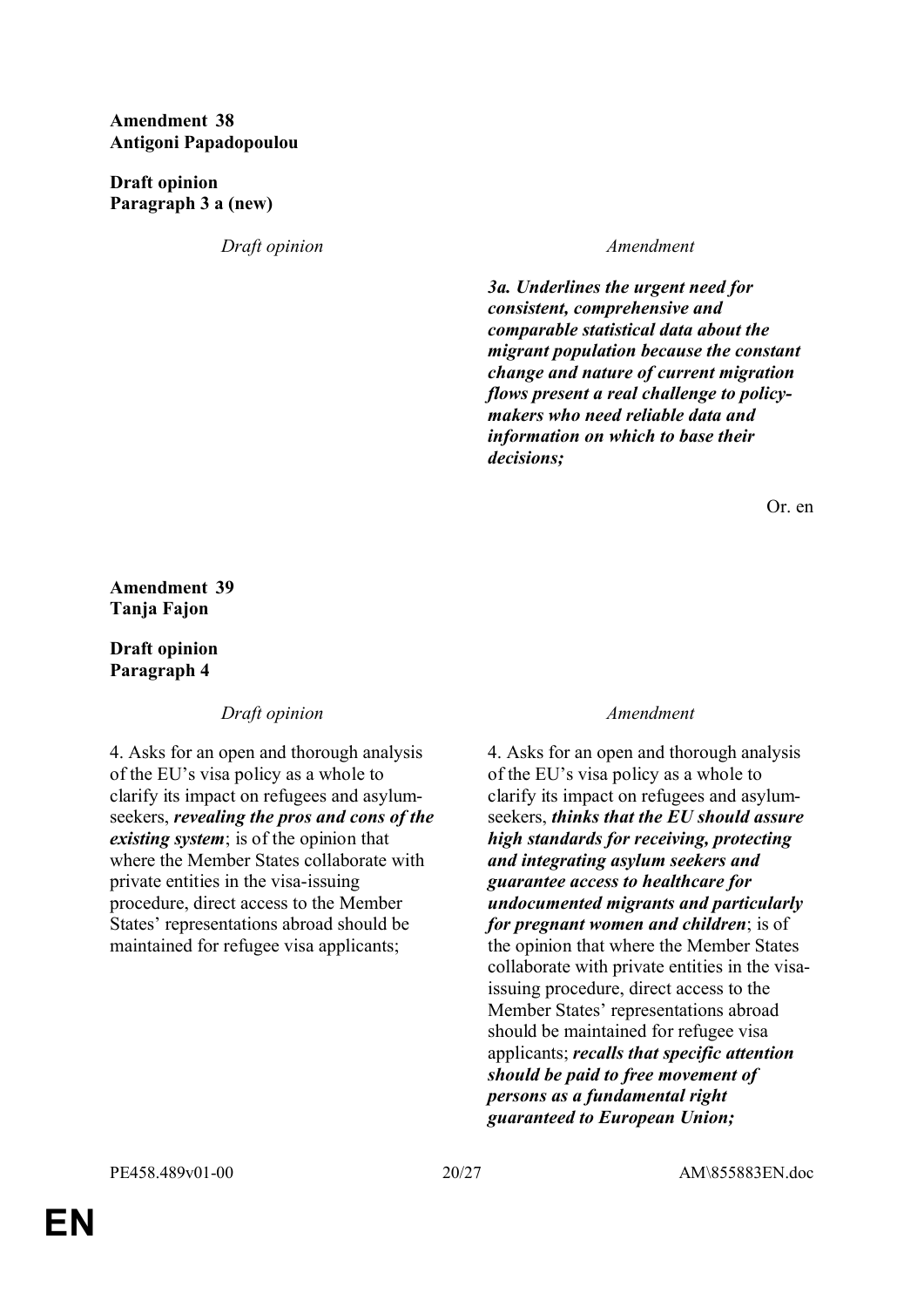**Amendment 38**
**Antigoni Papadopoulou**

**Draft opinion**
**Paragraph 3 a (new)**

| *Draft opinion* | *Amendment* |
|---|---|
| | ***3a. Underlines the urgent need for consistent, comprehensive and comparable statistical data about the migrant population because the constant change and nature of current migration flows present a real challenge to policy-makers who need reliable data and information on which to base their decisions;*** |

Or. en

**Amendment 39**
**Tanja Fajon**

**Draft opinion**
**Paragraph 4**

| *Draft opinion* | *Amendment* |
|---|---|
| 4. Asks for an open and thorough analysis of the EU's visa policy as a whole to clarify its impact on refugees and asylum-seekers, ***revealing the pros and cons of the existing system***; is of the opinion that where the Member States collaborate with private entities in the visa-issuing procedure, direct access to the Member States' representations abroad should be maintained for refugee visa applicants; | 4. Asks for an open and thorough analysis of the EU's visa policy as a whole to clarify its impact on refugees and asylum-seekers, ***thinks that the EU should assure high standards for receiving, protecting and integrating asylum seekers and guarantee access to healthcare for undocumented migrants and particularly for pregnant women and children***; is of the opinion that where the Member States collaborate with private entities in the visa-issuing procedure, direct access to the Member States' representations abroad should be maintained for refugee visa applicants; ***recalls that specific attention should be paid to free movement of persons as a fundamental right guaranteed to European Union;*** |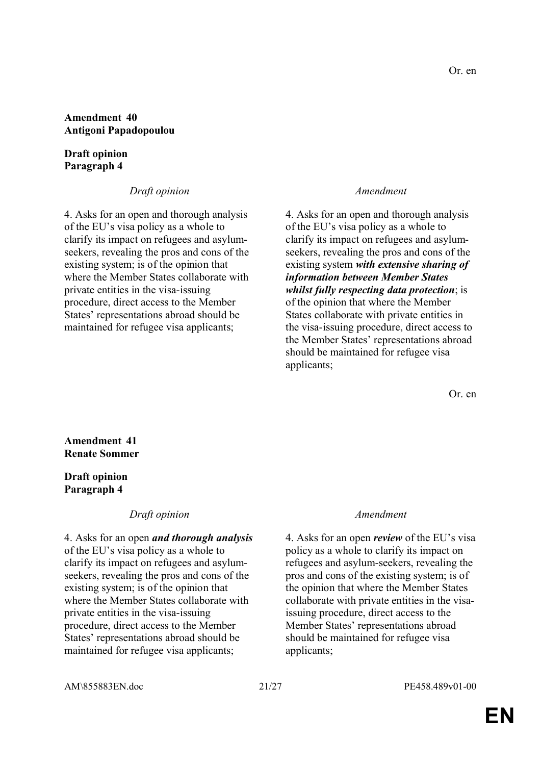Or. en

**Amendment 40**
**Antigoni Papadopoulou**

**Draft opinion**
**Paragraph 4**

| *Draft opinion* | *Amendment* |
|---|---|
| 4. Asks for an open and thorough analysis of the EU's visa policy as a whole to clarify its impact on refugees and asylum-seekers, revealing the pros and cons of the existing system; is of the opinion that where the Member States collaborate with private entities in the visa-issuing procedure, direct access to the Member States' representations abroad should be maintained for refugee visa applicants; | 4. Asks for an open and thorough analysis of the EU's visa policy as a whole to clarify its impact on refugees and asylum-seekers, revealing the pros and cons of the existing system ***with extensive sharing of information between Member States whilst fully respecting data protection***; is of the opinion that where the Member States collaborate with private entities in the visa-issuing procedure, direct access to the Member States' representations abroad should be maintained for refugee visa applicants; |

Or. en

**Amendment 41**
**Renate Sommer**

**Draft opinion**
**Paragraph 4**

| *Draft opinion* | *Amendment* |
|---|---|
| 4. Asks for an open ***and thorough analysis*** of the EU's visa policy as a whole to clarify its impact on refugees and asylum-seekers, revealing the pros and cons of the existing system; is of the opinion that where the Member States collaborate with private entities in the visa-issuing procedure, direct access to the Member States' representations abroad should be maintained for refugee visa applicants; | 4. Asks for an open ***review*** of the EU's visa policy as a whole to clarify its impact on refugees and asylum-seekers, revealing the pros and cons of the existing system; is of the opinion that where the Member States collaborate with private entities in the visa-issuing procedure, direct access to the Member States' representations abroad should be maintained for refugee visa applicants; |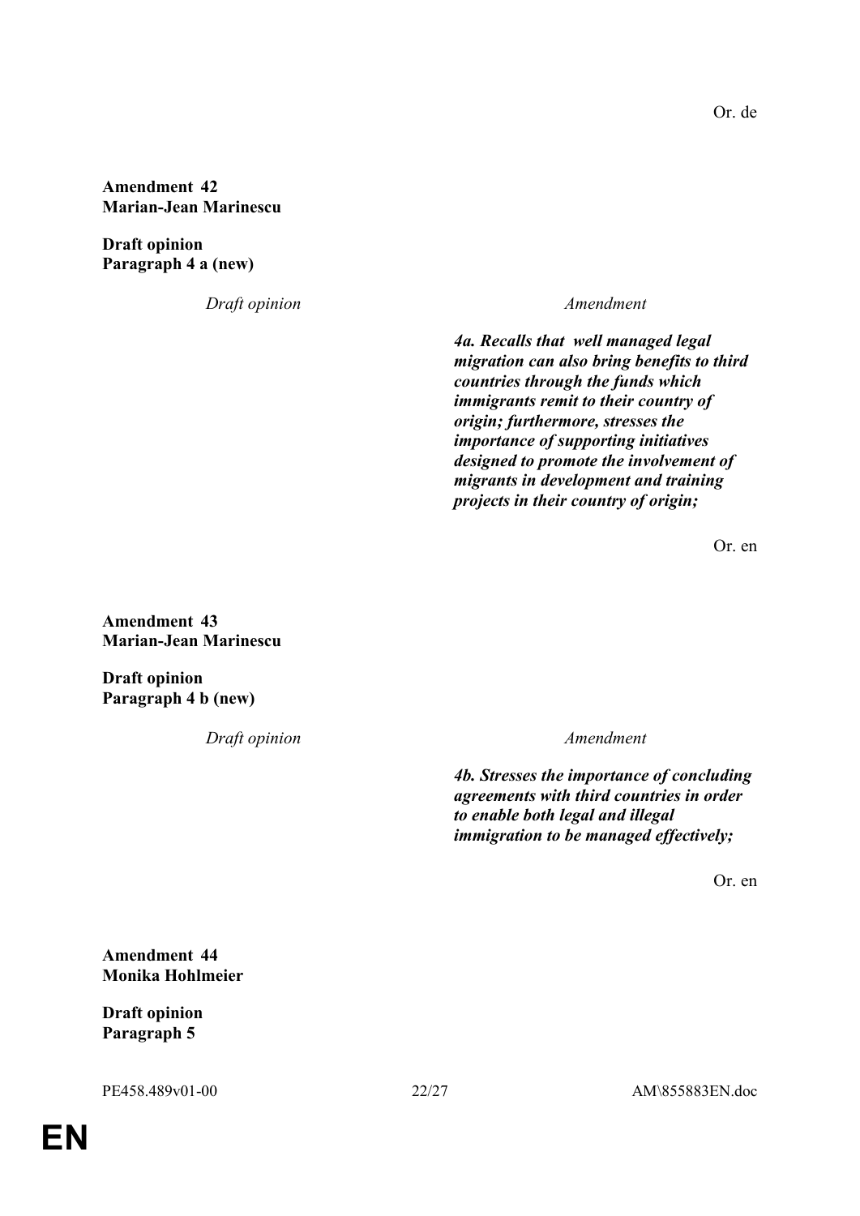Or. de

**Amendment 42**
**Marian-Jean Marinescu**

**Draft opinion**
**Paragraph 4 a (new)**

| *Draft opinion* | *Amendment* |
| --- | --- |
| | ***4a. Recalls that well managed legal migration can also bring benefits to third countries through the funds which immigrants remit to their country of origin; furthermore, stresses the importance of supporting initiatives designed to promote the involvement of migrants in development and training projects in their country of origin;*** |

Or. en

**Amendment 43**
**Marian-Jean Marinescu**

**Draft opinion**
**Paragraph 4 b (new)**

| *Draft opinion* | *Amendment* |
| --- | --- |
| | ***4b. Stresses the importance of concluding agreements with third countries in order to enable both legal and illegal immigration to be managed effectively;*** |

Or. en

**Amendment 44**
**Monika Hohlmeier**

**Draft opinion**
**Paragraph 5**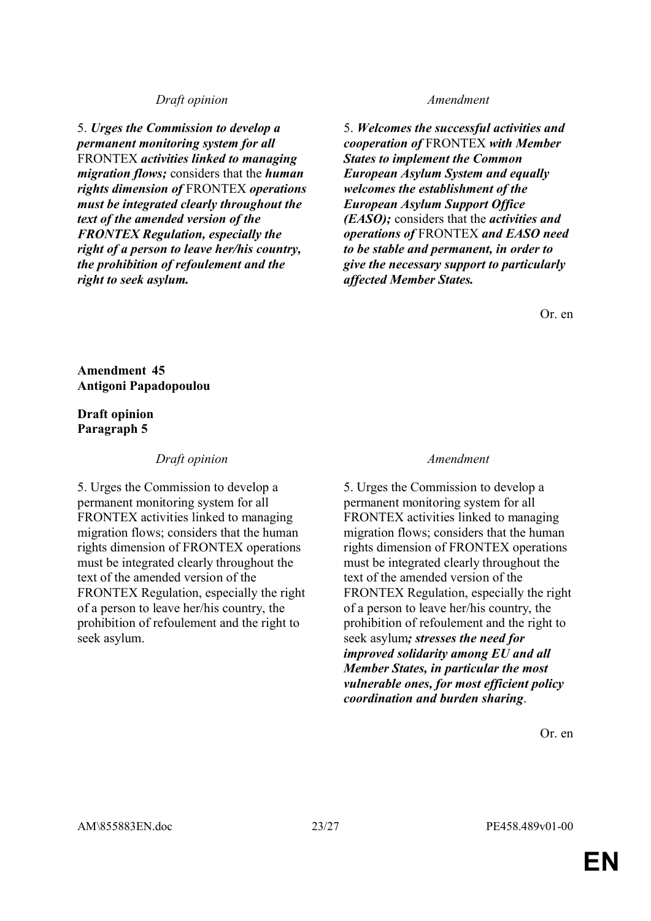| *Draft opinion* | *Amendment* |
|---|---|
| 5. ***Urges the Commission to develop a permanent monitoring system for all*** FRONTEX ***activities linked to managing migration flows;*** considers that the ***human rights dimension of*** FRONTEX ***operations must be integrated clearly throughout the text of the amended version of the FRONTEX Regulation, especially the right of a person to leave her/his country, the prohibition of refoulement and the right to seek asylum.*** | 5. ***Welcomes the successful activities and cooperation of*** FRONTEX ***with Member States to implement the Common European Asylum System and equally welcomes the establishment of the European Asylum Support Office (EASO);*** considers that the ***activities and operations of*** FRONTEX ***and EASO need to be stable and permanent, in order to give the necessary support to particularly affected Member States.*** |

Or. en

**Amendment 45**
**Antigoni Papadopoulou**

**Draft opinion**
**Paragraph 5**

| *Draft opinion* | *Amendment* |
|---|---|
| 5. Urges the Commission to develop a permanent monitoring system for all FRONTEX activities linked to managing migration flows; considers that the human rights dimension of FRONTEX operations must be integrated clearly throughout the text of the amended version of the FRONTEX Regulation, especially the right of a person to leave her/his country, the prohibition of refoulement and the right to seek asylum. | 5. Urges the Commission to develop a permanent monitoring system for all FRONTEX activities linked to managing migration flows; considers that the human rights dimension of FRONTEX operations must be integrated clearly throughout the text of the amended version of the FRONTEX Regulation, especially the right of a person to leave her/his country, the prohibition of refoulement and the right to seek asylum***; stresses the need for improved solidarity among EU and all Member States, in particular the most vulnerable ones, for most efficient policy coordination and burden sharing***. |

Or. en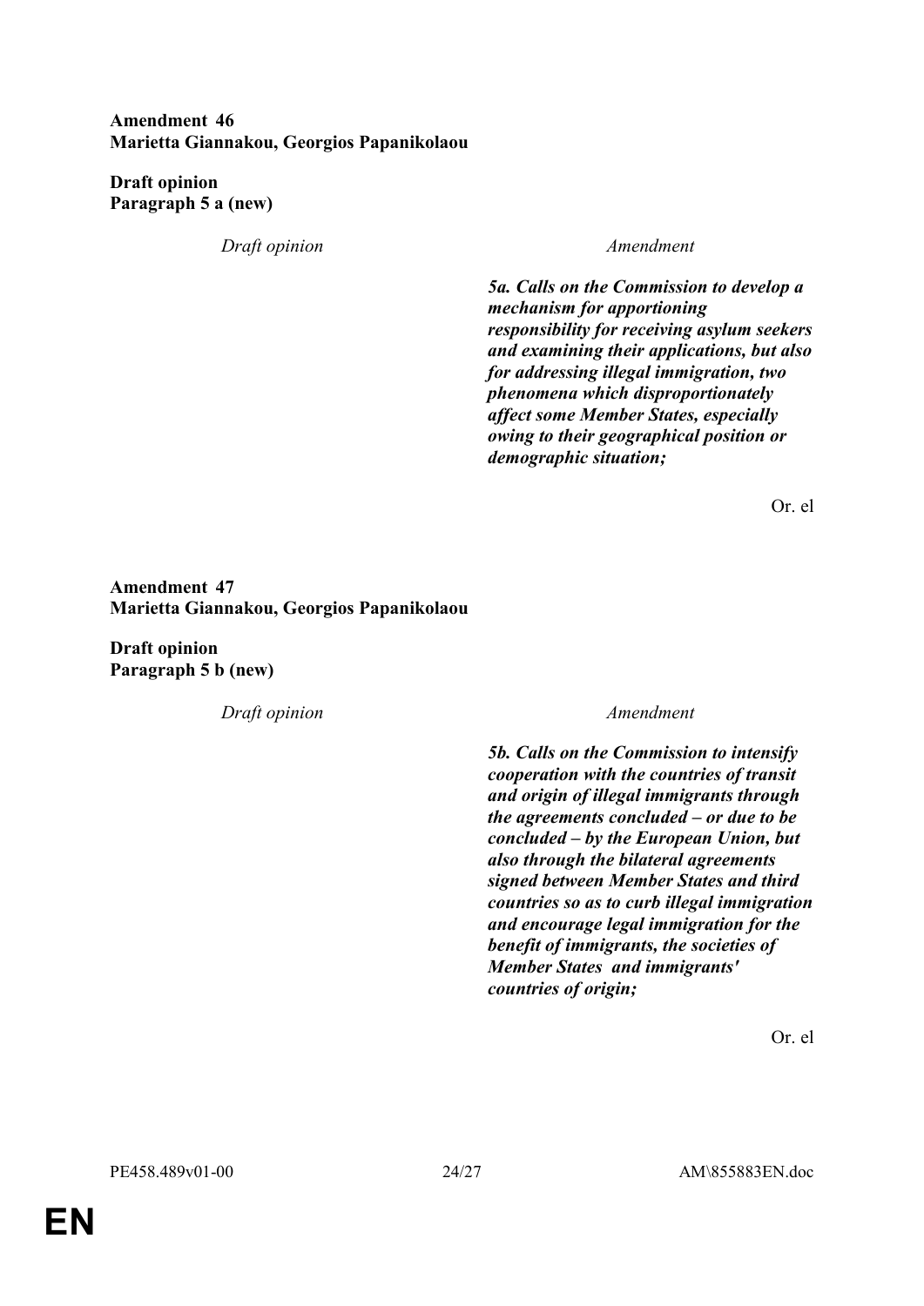**Amendment 46**
**Marietta Giannakou, Georgios Papanikolaou**

**Draft opinion**
**Paragraph 5 a (new)**

| *Draft opinion* | *Amendment* |
|---|---|
| | ***5a. Calls on the Commission to develop a mechanism for apportioning responsibility for receiving asylum seekers and examining their applications, but also for addressing illegal immigration, two phenomena which disproportionately affect some Member States, especially owing to their geographical position or demographic situation;*** |

Or. el

**Amendment 47**
**Marietta Giannakou, Georgios Papanikolaou**

**Draft opinion**
**Paragraph 5 b (new)**

| *Draft opinion* | *Amendment* |
|---|---|
| | ***5b. Calls on the Commission to intensify cooperation with the countries of transit and origin of illegal immigrants through the agreements concluded – or due to be concluded – by the European Union, but also through the bilateral agreements signed between Member States and third countries so as to curb illegal immigration and encourage legal immigration for the benefit of immigrants, the societies of Member States and immigrants' countries of origin;*** |

Or. el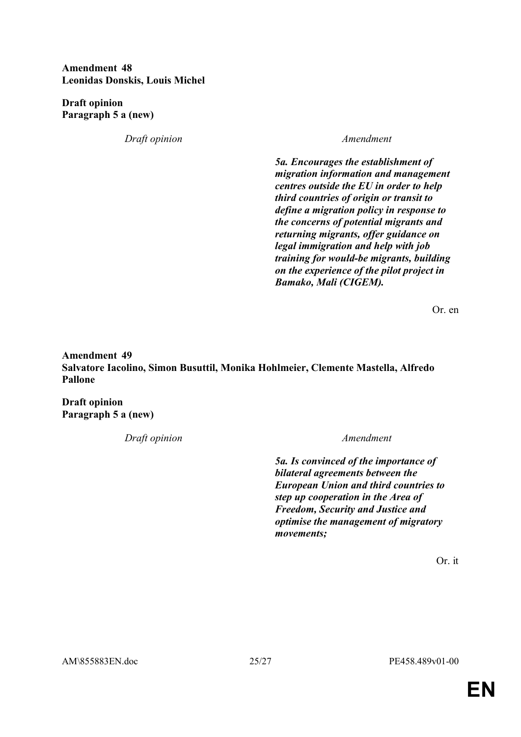**Amendment 48**
**Leonidas Donskis, Louis Michel**

**Draft opinion**
**Paragraph 5 a (new)**

| *Draft opinion* | *Amendment* |
|---|---|
| | ***5a. Encourages the establishment of migration information and management centres outside the EU in order to help third countries of origin or transit to define a migration policy in response to the concerns of potential migrants and returning migrants, offer guidance on legal immigration and help with job training for would-be migrants, building on the experience of the pilot project in Bamako, Mali (CIGEM).*** |

Or. en

**Amendment 49**
**Salvatore Iacolino, Simon Busuttil, Monika Hohlmeier, Clemente Mastella, Alfredo Pallone**

**Draft opinion**
**Paragraph 5 a (new)**

| *Draft opinion* | *Amendment* |
|---|---|
| | ***5a. Is convinced of the importance of bilateral agreements between the European Union and third countries to step up cooperation in the Area of Freedom, Security and Justice and optimise the management of migratory movements;*** |

Or. it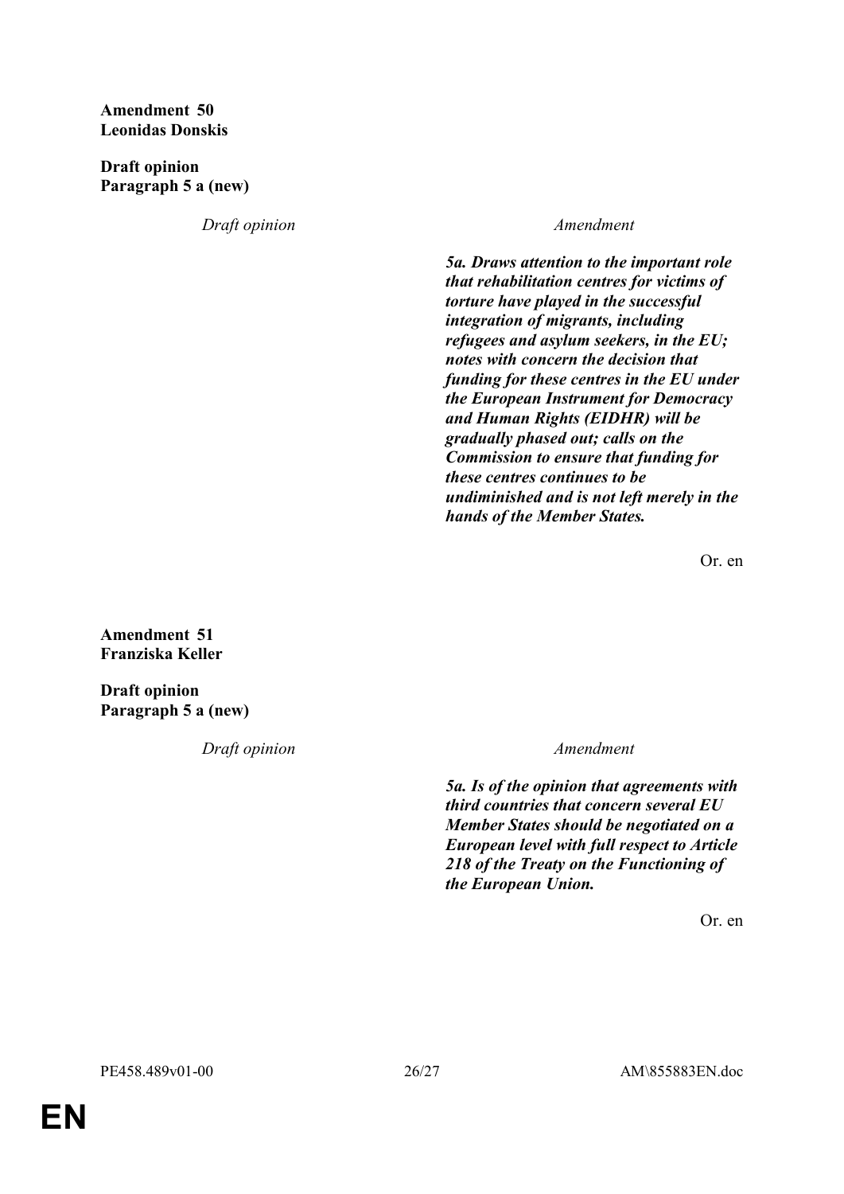**Amendment 50**
**Leonidas Donskis**

**Draft opinion**
**Paragraph 5 a (new)**

| *Draft opinion* | *Amendment* |
|---|---|
| | ***5a. Draws attention to the important role that rehabilitation centres for victims of torture have played in the successful integration of migrants, including refugees and asylum seekers, in the EU; notes with concern the decision that funding for these centres in the EU under the European Instrument for Democracy and Human Rights (EIDHR) will be gradually phased out; calls on the Commission to ensure that funding for these centres continues to be undiminished and is not left merely in the hands of the Member States.*** |

Or. en

**Amendment 51**
**Franziska Keller**

**Draft opinion**
**Paragraph 5 a (new)**

| *Draft opinion* | *Amendment* |
|---|---|
| | ***5a. Is of the opinion that agreements with third countries that concern several EU Member States should be negotiated on a European level with full respect to Article 218 of the Treaty on the Functioning of the European Union.*** |

Or. en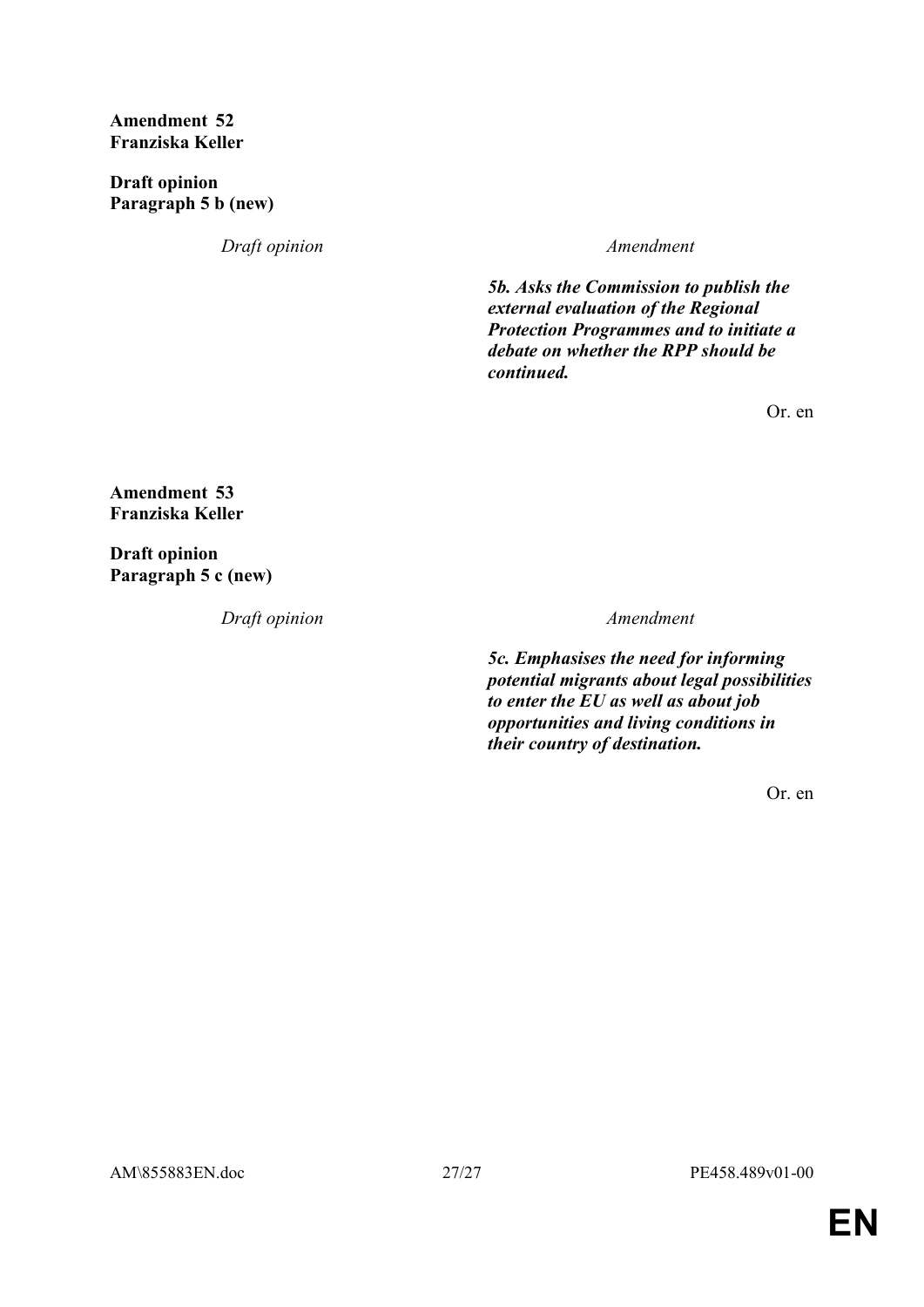**Amendment 52**
**Franziska Keller**

**Draft opinion**
**Paragraph 5 b (new)**

| *Draft opinion* | *Amendment* |
| --- | --- |
| | ***5b. Asks the Commission to publish the external evaluation of the Regional Protection Programmes and to initiate a debate on whether the RPP should be continued.*** |

Or. en

**Amendment 53**
**Franziska Keller**

**Draft opinion**
**Paragraph 5 c (new)**

| *Draft opinion* | *Amendment* |
| --- | --- |
| | ***5c. Emphasises the need for informing potential migrants about legal possibilities to enter the EU as well as about job opportunities and living conditions in their country of destination.*** |

Or. en